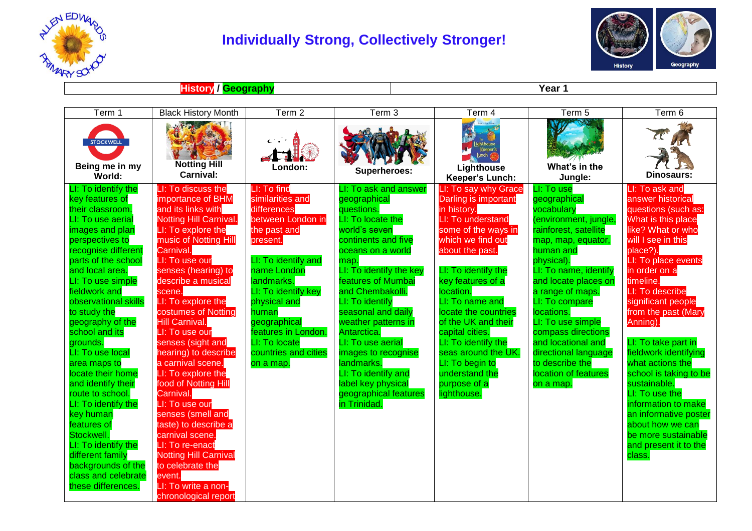# Individually Strong, Collectively Stronger!

| History / Geography | Year 1 |
|---|---|

| Term 1 | Black History Month | Term 2 | Term 3 | Term 4 | Term 5 | Term 6 |
|---|---|---|---|---|---|---|
| Being me in my World: | Notting Hill Carnival: | London: | Superheroes: | Lighthouse Keeper's Lunch: | What's in the Jungle: | Dinosaurs: |
| LI: To identify the key features of their classroom. LI: To use aerial images and plan perspectives to recognise different parts of the school and local area. LI: To use simple fieldwork and observational skills to study the geography of the school and its grounds. LI: To use local area maps to locate their home and identify their route to school. LI: To identify the key human features of Stockwell. LI: To identify the different family backgrounds of the class and celebrate these differences. | LI: To discuss the importance of BHM and its links with Notting Hill Carnival. LI: To explore the music of Notting Hill Carnival. LI: To use our senses (hearing) to describe a musical scene. LI: To explore the costumes of Notting Hill Carnival. LI: To use our senses (sight and hearing) to describe a carnival scene. LI: To explore the food of Notting Hill Carnival. LI: To use our senses (smell and taste) to describe a carnival scene. LI: To re-enact Notting Hill Carnival to celebrate the event. LI: To write a non-chronological report | LI: To find similarities and differences between London in the past and present.<br><br>LI: To identify and name London landmarks. LI: To identify key physical and human geographical features in London. LI: To locate countries and cities on a map. | LI: To ask and answer geographical questions. LI: To locate the world's seven continents and five oceans on a world map. LI: To identify the key features of Mumbai and Chembakolli. LI: To identify seasonal and daily weather patterns in Antarctica. LI: To use aerial images to recognise landmarks. LI: To identify and label key physical geographical features in Trinidad. | LI: To say why Grace Darling is important in history. LI: To understand some of the ways in which we find out about the past.<br><br>LI: To identify the key features of a location. LI: To name and locate the countries of the UK and their capital cities. LI: To identify the seas around the UK. LI: To begin to understand the purpose of a lighthouse. | LI: To use geographical vocabulary (environment, jungle, rainforest, satellite map, map, equator, human and physical). LI: To name, identify and locate places on a range of maps. LI: To compare locations. LI: To use simple compass directions and locational and directional language to describe the location of features on a map. | LI: To ask and answer historical questions (such as: What is this place like? What or who will I see in this place?). LI: To place events in order on a timeline. LI: To describe significant people from the past (Mary Anning).<br><br>LI: To take part in fieldwork identifying what actions the school is taking to be sustainable. LI: To use the information to make an informative poster about how we can be more sustainable and present it to the class. |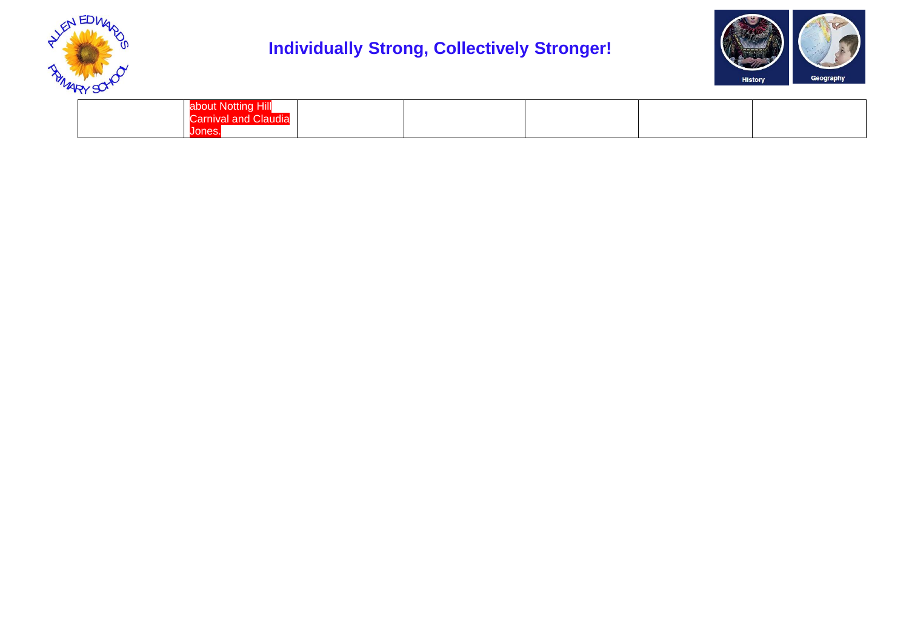| | | | | | | |
|---|---|---|---|---|---|---|
| | about Notting Hill Carnival and Claudia Jones. | | | | | |